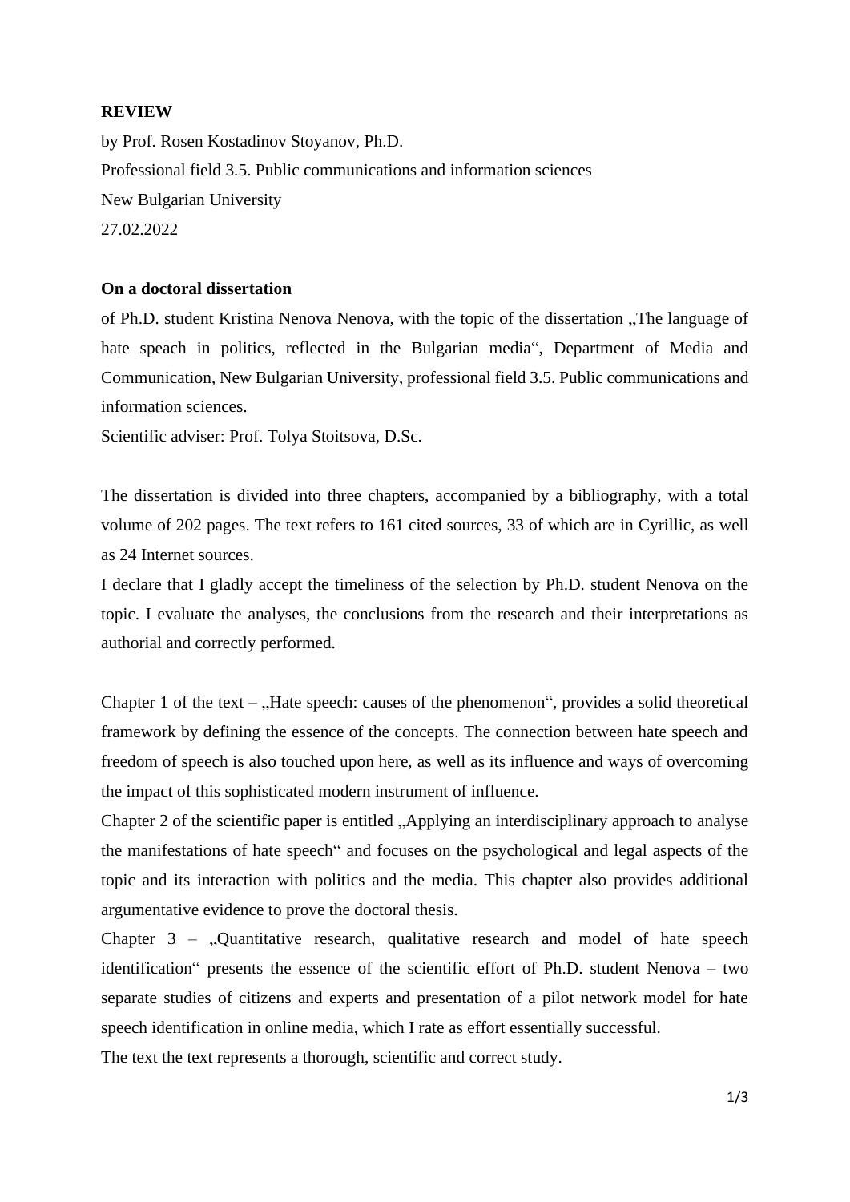**REVIEW**

by Prof. Rosen Kostadinov Stoyanov, Ph.D.

Professional field 3.5. Public communications and information sciences

New Bulgarian University

27.02.2022

**On a doctoral dissertation**

of Ph.D. student Kristina Nenova Nenova, with the topic of the dissertation „The language of hate speach in politics, reflected in the Bulgarian media", Department of Media and Communication, New Bulgarian University, professional field 3.5. Public communications and information sciences.

Scientific adviser: Prof. Tolya Stoitsova, D.Sc.

The dissertation is divided into three chapters, accompanied by a bibliography, with a total volume of 202 pages. The text refers to 161 cited sources, 33 of which are in Cyrillic, as well as 24 Internet sources.

I declare that I gladly accept the timeliness of the selection by Ph.D. student Nenova on the topic. I evaluate the analyses, the conclusions from the research and their interpretations as authorial and correctly performed.

Chapter 1 of the text – „Hate speech: causes of the phenomenon", provides a solid theoretical framework by defining the essence of the concepts. The connection between hate speech and freedom of speech is also touched upon here, as well as its influence and ways of overcoming the impact of this sophisticated modern instrument of influence.

Chapter 2 of the scientific paper is entitled „Applying an interdisciplinary approach to analyse the manifestations of hate speech" and focuses on the psychological and legal aspects of the topic and its interaction with politics and the media. This chapter also provides additional argumentative evidence to prove the doctoral thesis.

Chapter 3 – „Quantitative research, qualitative research and model of hate speech identification" presents the essence of the scientific effort of Ph.D. student Nenova – two separate studies of citizens and experts and presentation of a pilot network model for hate speech identification in online media, which I rate as effort essentially successful.

The text the text represents a thorough, scientific and correct study.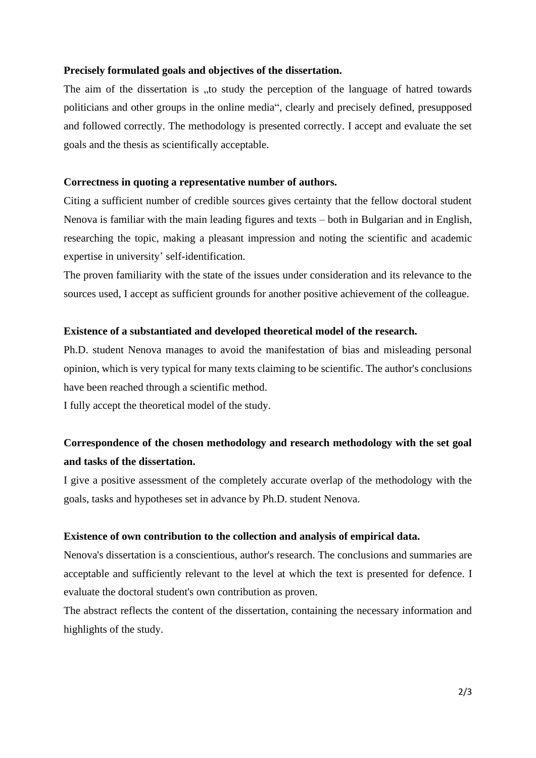**Precisely formulated goals and objectives of the dissertation.**

The aim of the dissertation is „to study the perception of the language of hatred towards politicians and other groups in the online media", clearly and precisely defined, presupposed and followed correctly. The methodology is presented correctly. I accept and evaluate the set goals and the thesis as scientifically acceptable.

**Correctness in quoting a representative number of authors.**

Citing a sufficient number of credible sources gives certainty that the fellow doctoral student Nenova is familiar with the main leading figures and texts – both in Bulgarian and in English, researching the topic, making a pleasant impression and noting the scientific and academic expertise in university' self-identification.

The proven familiarity with the state of the issues under consideration and its relevance to the sources used, I accept as sufficient grounds for another positive achievement of the colleague.

**Existence of a substantiated and developed theoretical model of the research.**

Ph.D. student Nenova manages to avoid the manifestation of bias and misleading personal opinion, which is very typical for many texts claiming to be scientific. The author's conclusions have been reached through a scientific method.

I fully accept the theoretical model of the study.

**Correspondence of the chosen methodology and research methodology with the set goal and tasks of the dissertation.**

I give a positive assessment of the completely accurate overlap of the methodology with the goals, tasks and hypotheses set in advance by Ph.D. student Nenova.

**Existence of own contribution to the collection and analysis of empirical data.**

Nenova's dissertation is a conscientious, author's research. The conclusions and summaries are acceptable and sufficiently relevant to the level at which the text is presented for defence. I evaluate the doctoral student's own contribution as proven.

The abstract reflects the content of the dissertation, containing the necessary information and highlights of the study.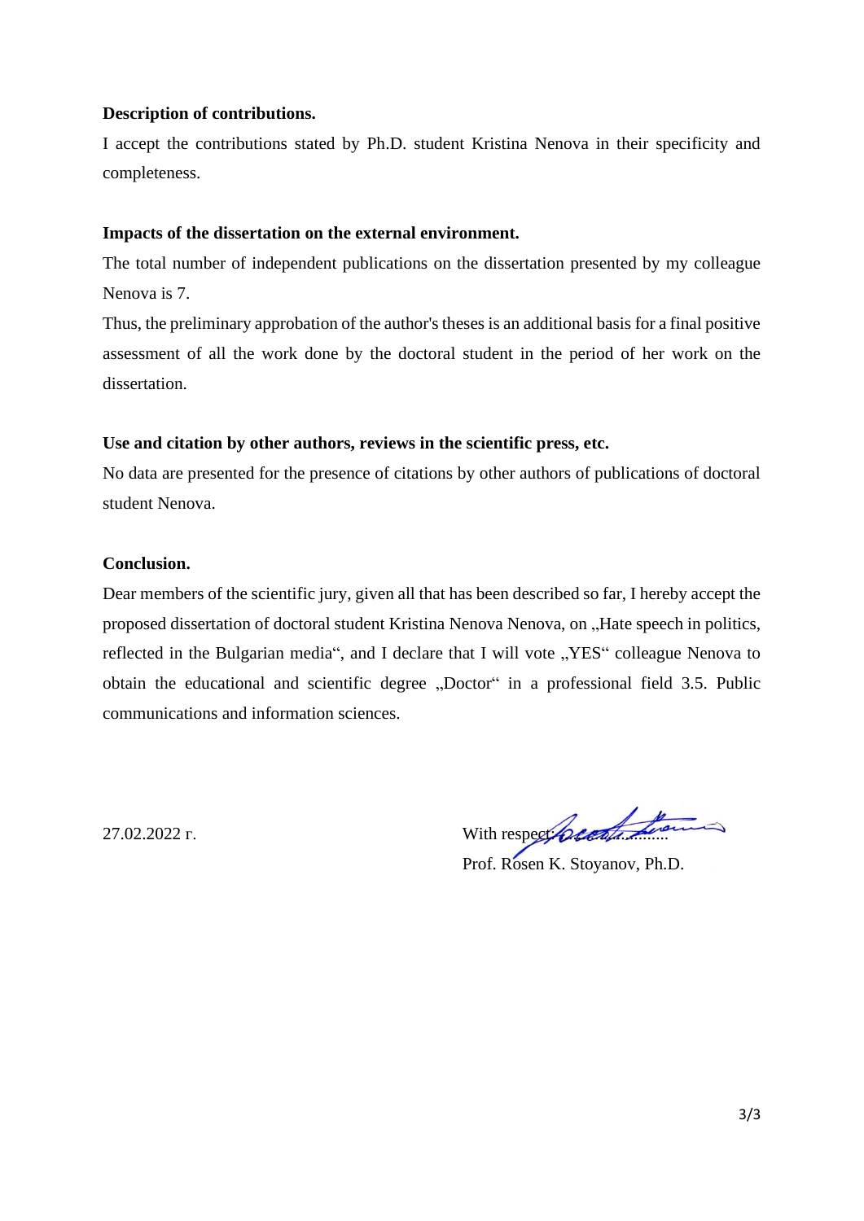**Description of contributions.**

I accept the contributions stated by Ph.D. student Kristina Nenova in their specificity and completeness.

**Impacts of the dissertation on the external environment.**

The total number of independent publications on the dissertation presented by my colleague Nenova is 7.

Thus, the preliminary approbation of the author's theses is an additional basis for a final positive assessment of all the work done by the doctoral student in the period of her work on the dissertation.

**Use and citation by other authors, reviews in the scientific press, etc.**

No data are presented for the presence of citations by other authors of publications of doctoral student Nenova.

**Conclusion.**

Dear members of the scientific jury, given all that has been described so far, I hereby accept the proposed dissertation of doctoral student Kristina Nenova Nenova, on „Hate speech in politics, reflected in the Bulgarian media", and I declare that I will vote „YES" colleague Nenova to obtain the educational and scientific degree „Doctor" in a professional field 3.5. Public communications and information sciences.

27.02.2022 г.

With respect:.....................

Prof. Rosen K. Stoyanov, Ph.D.